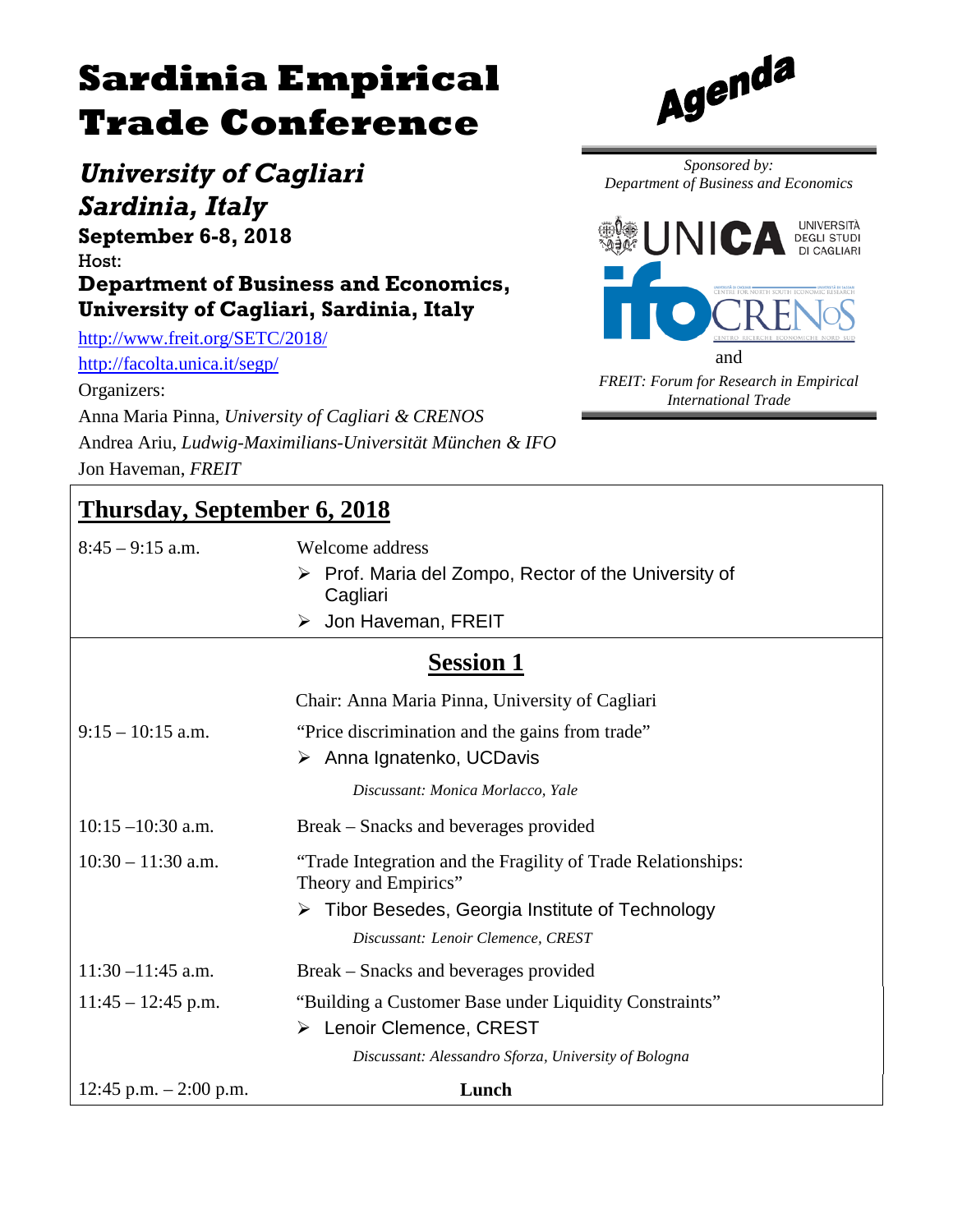# Sardinia Empirical Trade Conference

*University of Cagliari*
*Sardinia, Italy*

**September 6-8, 2018**

Host:

**Department of Business and Economics, University of Cagliari, Sardinia, Italy**

http://www.freit.org/SETC/2018/

http://facolta.unica.it/segp/

Organizers:

Anna Maria Pinna, *University of Cagliari & CRENOS*

Andrea Ariu, *Ludwig-Maximilians-Universität München & IFO*

Jon Haveman, *FREIT*

## Agenda

*Sponsored by:*
*Department of Business and Economics*

UNICA UNIVERSITÀ DEGLI STUDI DI CAGLIARI

ifo CRENoS CENTRO RICERCHE ECONOMICHE NORD SUD

and

*FREIT: Forum for Research in Empirical International Trade*

## Thursday, September 6, 2018

| | |
|---|---|
| 8:45 – 9:15 a.m. | Welcome address<br>➢ Prof. Maria del Zompo, Rector of the University of Cagliari<br>➢ Jon Haveman, FREIT |

### Session 1

| | |
|---|---|
| | Chair: Anna Maria Pinna, University of Cagliari |
| 9:15 – 10:15 a.m. | "Price discrimination and the gains from trade"<br>➢ Anna Ignatenko, UCDavis<br>*Discussant: Monica Morlacco, Yale* |
| 10:15 –10:30 a.m. | Break – Snacks and beverages provided |
| 10:30 – 11:30 a.m. | "Trade Integration and the Fragility of Trade Relationships: Theory and Empirics"<br>➢ Tibor Besedes, Georgia Institute of Technology<br>*Discussant: Lenoir Clemence, CREST* |
| 11:30 –11:45 a.m. | Break – Snacks and beverages provided |
| 11:45 – 12:45 p.m. | "Building a Customer Base under Liquidity Constraints"<br>➢ Lenoir Clemence, CREST<br>*Discussant: Alessandro Sforza, University of Bologna* |
| 12:45 p.m. – 2:00 p.m. | **Lunch** |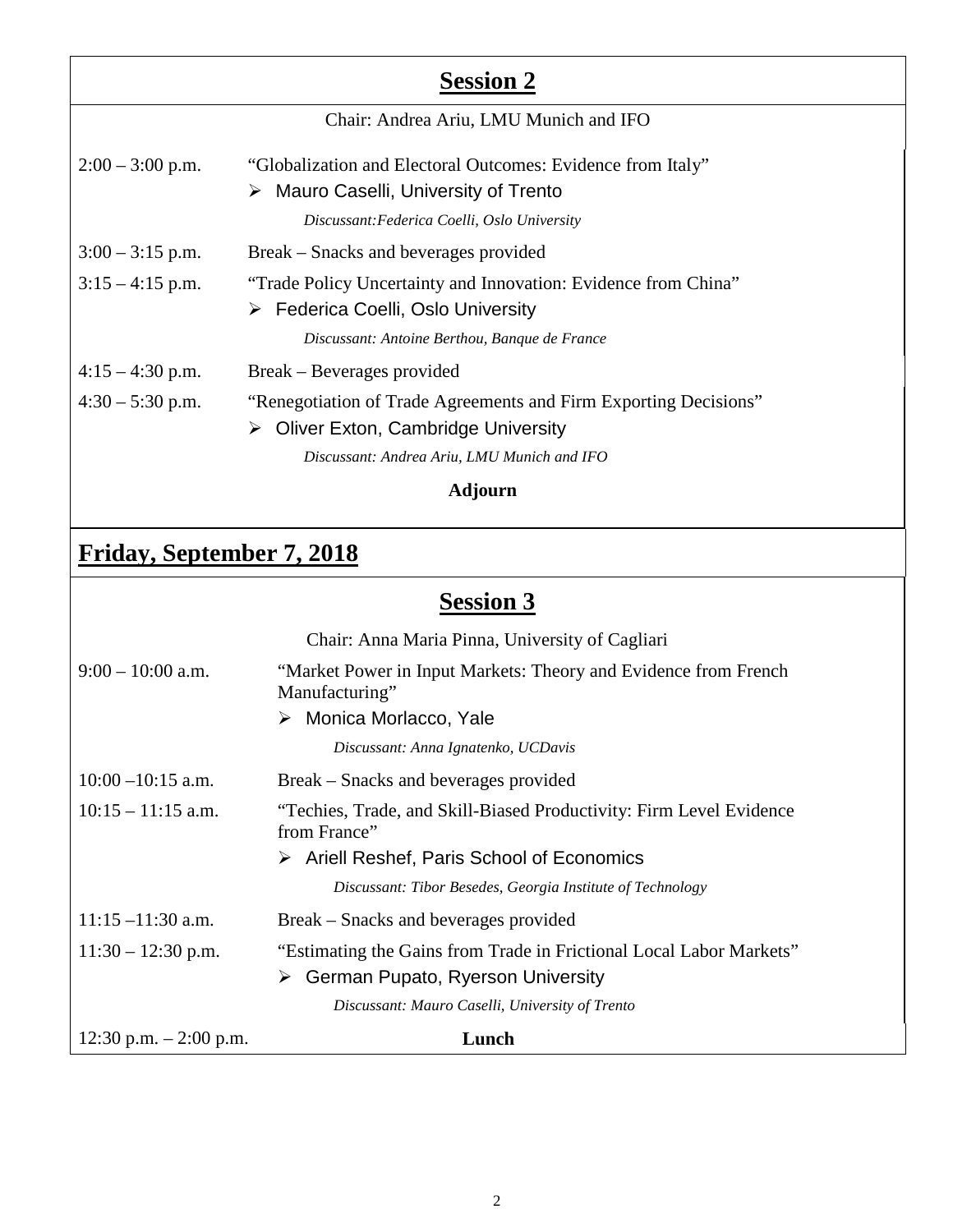## Session 2

Chair: Andrea Ariu, LMU Munich and IFO

2:00 – 3:00 p.m. "Globalization and Electoral Outcomes: Evidence from Italy"
- Mauro Caselli, University of Trento

*Discussant:Federica Coelli, Oslo University*

3:00 – 3:15 p.m. Break – Snacks and beverages provided

3:15 – 4:15 p.m. "Trade Policy Uncertainty and Innovation: Evidence from China"
- Federica Coelli, Oslo University

*Discussant: Antoine Berthou, Banque de France*

4:15 – 4:30 p.m. Break – Beverages provided

4:30 – 5:30 p.m. "Renegotiation of Trade Agreements and Firm Exporting Decisions"
- Oliver Exton, Cambridge University

*Discussant: Andrea Ariu, LMU Munich and IFO*

**Adjourn**

# Friday, September 7, 2018

## Session 3

Chair: Anna Maria Pinna, University of Cagliari

9:00 – 10:00 a.m. "Market Power in Input Markets: Theory and Evidence from French Manufacturing"
- Monica Morlacco, Yale

*Discussant: Anna Ignatenko, UCDavis*

10:00 –10:15 a.m. Break – Snacks and beverages provided

10:15 – 11:15 a.m. "Techies, Trade, and Skill-Biased Productivity: Firm Level Evidence from France"
- Ariell Reshef, Paris School of Economics

*Discussant: Tibor Besedes, Georgia Institute of Technology*

11:15 –11:30 a.m. Break – Snacks and beverages provided

11:30 – 12:30 p.m. "Estimating the Gains from Trade in Frictional Local Labor Markets"
- German Pupato, Ryerson University

*Discussant: Mauro Caselli, University of Trento*

12:30 p.m. – 2:00 p.m. **Lunch**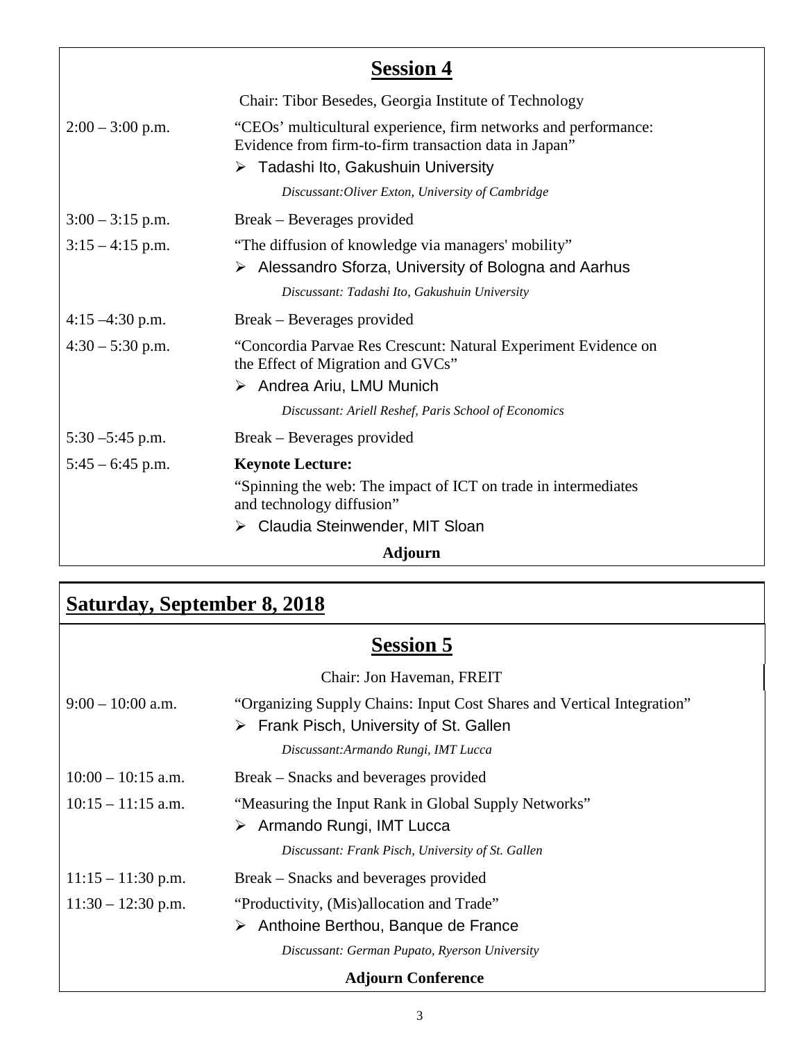## Session 4

Chair: Tibor Besedes, Georgia Institute of Technology

| | |
|---|---|
| 2:00 – 3:00 p.m. | "CEOs' multicultural experience, firm networks and performance: Evidence from firm-to-firm transaction data in Japan"<br>➢ Tadashi Ito, Gakushuin University<br>*Discussant:Oliver Exton, University of Cambridge* |
| 3:00 – 3:15 p.m. | Break – Beverages provided |
| 3:15 – 4:15 p.m. | "The diffusion of knowledge via managers' mobility"<br>➢ Alessandro Sforza, University of Bologna and Aarhus<br>*Discussant: Tadashi Ito, Gakushuin University* |
| 4:15 –4:30 p.m. | Break – Beverages provided |
| 4:30 – 5:30 p.m. | "Concordia Parvae Res Crescunt: Natural Experiment Evidence on the Effect of Migration and GVCs"<br>➢ Andrea Ariu, LMU Munich<br>*Discussant: Ariell Reshef, Paris School of Economics* |
| 5:30 –5:45 p.m. | Break – Beverages provided |
| 5:45 – 6:45 p.m. | **Keynote Lecture:**<br>"Spinning the web: The impact of ICT on trade in intermediates and technology diffusion"<br>➢ Claudia Steinwender, MIT Sloan |

**Adjourn**

## Saturday, September 8, 2018

## Session 5

Chair: Jon Haveman, FREIT

| | |
|---|---|
| 9:00 – 10:00 a.m. | "Organizing Supply Chains: Input Cost Shares and Vertical Integration"<br>➢ Frank Pisch, University of St. Gallen<br>*Discussant:Armando Rungi, IMT Lucca* |
| 10:00 – 10:15 a.m. | Break – Snacks and beverages provided |
| 10:15 – 11:15 a.m. | "Measuring the Input Rank in Global Supply Networks"<br>➢ Armando Rungi, IMT Lucca<br>*Discussant: Frank Pisch, University of St. Gallen* |
| 11:15 – 11:30 p.m. | Break – Snacks and beverages provided |
| 11:30 – 12:30 p.m. | "Productivity, (Mis)allocation and Trade"<br>➢ Anthoine Berthou, Banque de France<br>*Discussant: German Pupato, Ryerson University* |

**Adjourn Conference**